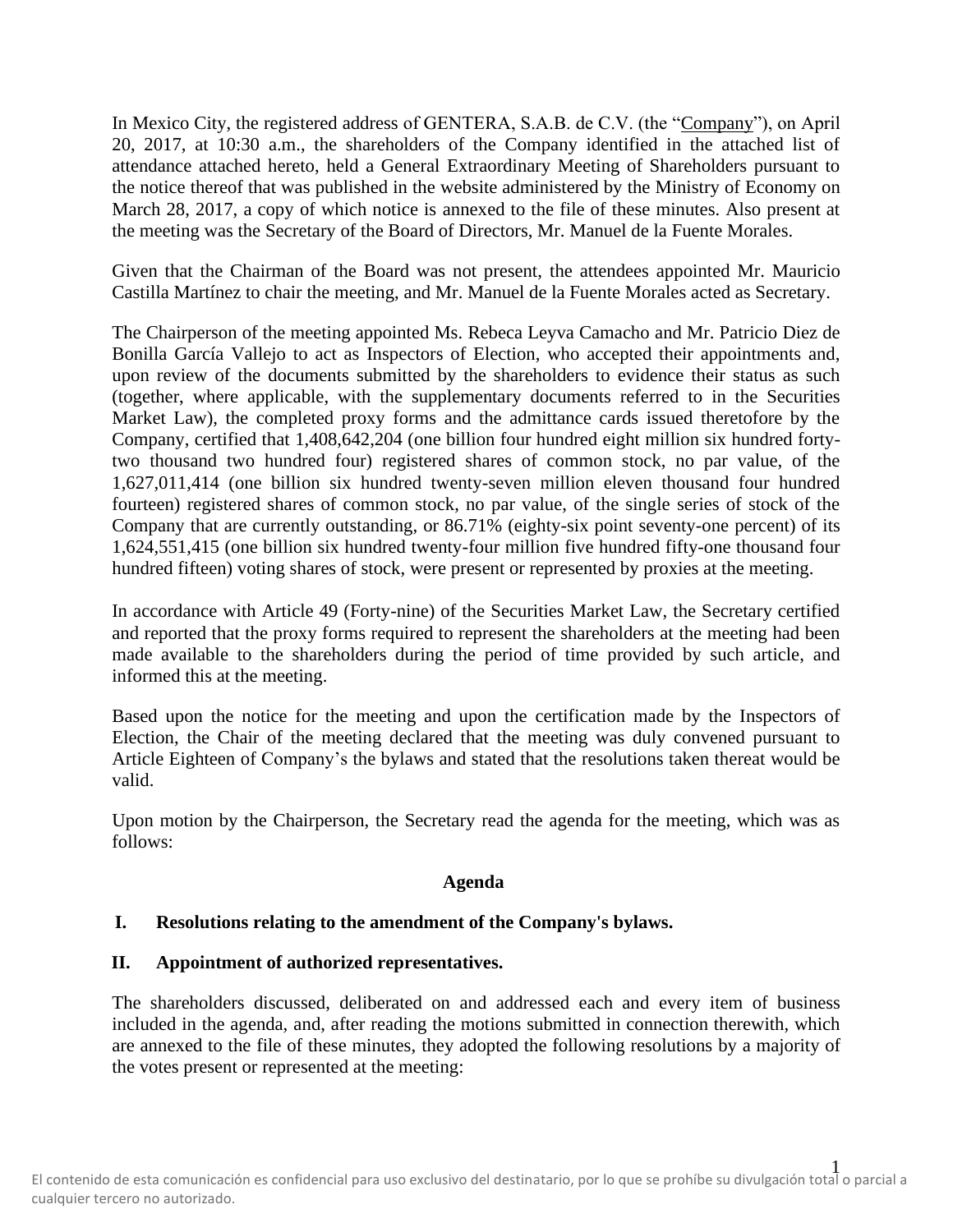In Mexico City, the registered address of GENTERA, S.A.B. de C.V. (the "Company"), on April 20, 2017, at 10:30 a.m., the shareholders of the Company identified in the attached list of attendance attached hereto, held a General Extraordinary Meeting of Shareholders pursuant to the notice thereof that was published in the website administered by the Ministry of Economy on March 28, 2017, a copy of which notice is annexed to the file of these minutes. Also present at the meeting was the Secretary of the Board of Directors, Mr. Manuel de la Fuente Morales.

Given that the Chairman of the Board was not present, the attendees appointed Mr. Mauricio Castilla Martínez to chair the meeting, and Mr. Manuel de la Fuente Morales acted as Secretary.

The Chairperson of the meeting appointed Ms. Rebeca Leyva Camacho and Mr. Patricio Diez de Bonilla García Vallejo to act as Inspectors of Election, who accepted their appointments and, upon review of the documents submitted by the shareholders to evidence their status as such (together, where applicable, with the supplementary documents referred to in the Securities Market Law), the completed proxy forms and the admittance cards issued theretofore by the Company, certified that 1,408,642,204 (one billion four hundred eight million six hundred forty-two thousand two hundred four) registered shares of common stock, no par value, of the 1,627,011,414 (one billion six hundred twenty-seven million eleven thousand four hundred fourteen) registered shares of common stock, no par value, of the single series of stock of the Company that are currently outstanding, or 86.71% (eighty-six point seventy-one percent) of its 1,624,551,415 (one billion six hundred twenty-four million five hundred fifty-one thousand four hundred fifteen) voting shares of stock, were present or represented by proxies at the meeting.

In accordance with Article 49 (Forty-nine) of the Securities Market Law, the Secretary certified and reported that the proxy forms required to represent the shareholders at the meeting had been made available to the shareholders during the period of time provided by such article, and informed this at the meeting.

Based upon the notice for the meeting and upon the certification made by the Inspectors of Election, the Chair of the meeting declared that the meeting was duly convened pursuant to Article Eighteen of Company's the bylaws and stated that the resolutions taken thereat would be valid.

Upon motion by the Chairperson, the Secretary read the agenda for the meeting, which was as follows:

**Agenda**

**I. Resolutions relating to the amendment of the Company's bylaws.**

**II. Appointment of authorized representatives.**

The shareholders discussed, deliberated on and addressed each and every item of business included in the agenda, and, after reading the motions submitted in connection therewith, which are annexed to the file of these minutes, they adopted the following resolutions by a majority of the votes present or represented at the meeting:

El contenido de esta comunicación es confidencial para uso exclusivo del destinatario, por lo que se prohíbe su divulgación total o parcial a cualquier tercero no autorizado.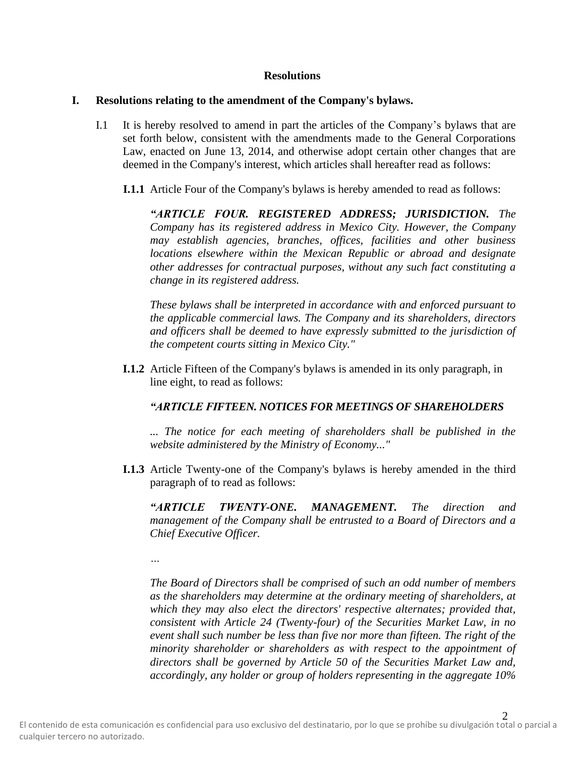**Resolutions**

**I. Resolutions relating to the amendment of the Company's bylaws.**

I.1 It is hereby resolved to amend in part the articles of the Company's bylaws that are set forth below, consistent with the amendments made to the General Corporations Law, enacted on June 13, 2014, and otherwise adopt certain other changes that are deemed in the Company's interest, which articles shall hereafter read as follows:

**I.1.1** Article Four of the Company's bylaws is hereby amended to read as follows:

***"ARTICLE FOUR. REGISTERED ADDRESS; JURISDICTION.*** *The Company has its registered address in Mexico City. However, the Company may establish agencies, branches, offices, facilities and other business locations elsewhere within the Mexican Republic or abroad and designate other addresses for contractual purposes, without any such fact constituting a change in its registered address.*

*These bylaws shall be interpreted in accordance with and enforced pursuant to the applicable commercial laws. The Company and its shareholders, directors and officers shall be deemed to have expressly submitted to the jurisdiction of the competent courts sitting in Mexico City."*

**I.1.2** Article Fifteen of the Company's bylaws is amended in its only paragraph, in line eight, to read as follows:

***"ARTICLE FIFTEEN. NOTICES FOR MEETINGS OF SHAREHOLDERS***

*... The notice for each meeting of shareholders shall be published in the website administered by the Ministry of Economy..."*

**I.1.3** Article Twenty-one of the Company's bylaws is hereby amended in the third paragraph of to read as follows:

***"ARTICLE TWENTY-ONE. MANAGEMENT.*** *The direction and management of the Company shall be entrusted to a Board of Directors and a Chief Executive Officer.*

*…*

*The Board of Directors shall be comprised of such an odd number of members as the shareholders may determine at the ordinary meeting of shareholders, at which they may also elect the directors' respective alternates; provided that, consistent with Article 24 (Twenty-four) of the Securities Market Law, in no event shall such number be less than five nor more than fifteen. The right of the minority shareholder or shareholders as with respect to the appointment of directors shall be governed by Article 50 of the Securities Market Law and, accordingly, any holder or group of holders representing in the aggregate 10%*

El contenido de esta comunicación es confidencial para uso exclusivo del destinatario, por lo que se prohíbe su divulgación total o parcial a cualquier tercero no autorizado.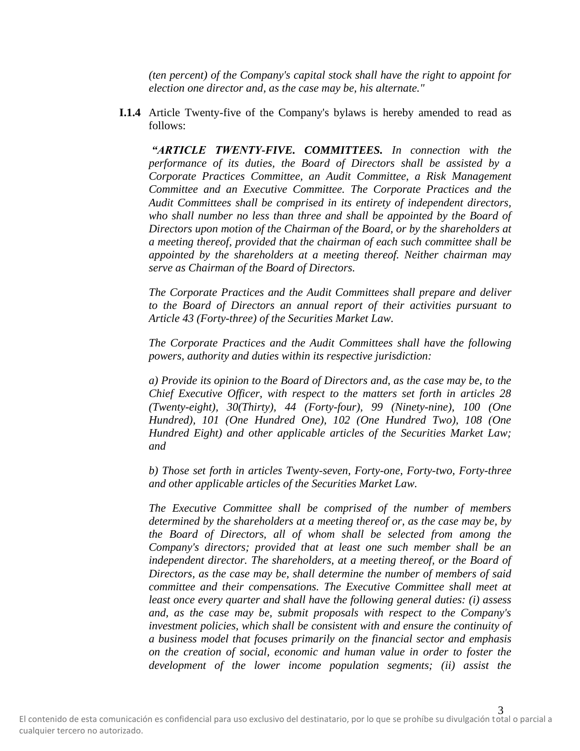*(ten percent) of the Company's capital stock shall have the right to appoint for election one director and, as the case may be, his alternate."*

**I.1.4** Article Twenty-five of the Company's bylaws is hereby amended to read as follows:

*"**ARTICLE TWENTY-FIVE. COMMITTEES.** In connection with the performance of its duties, the Board of Directors shall be assisted by a Corporate Practices Committee, an Audit Committee, a Risk Management Committee and an Executive Committee. The Corporate Practices and the Audit Committees shall be comprised in its entirety of independent directors, who shall number no less than three and shall be appointed by the Board of Directors upon motion of the Chairman of the Board, or by the shareholders at a meeting thereof, provided that the chairman of each such committee shall be appointed by the shareholders at a meeting thereof. Neither chairman may serve as Chairman of the Board of Directors.*

*The Corporate Practices and the Audit Committees shall prepare and deliver to the Board of Directors an annual report of their activities pursuant to Article 43 (Forty-three) of the Securities Market Law.*

*The Corporate Practices and the Audit Committees shall have the following powers, authority and duties within its respective jurisdiction:*

*a) Provide its opinion to the Board of Directors and, as the case may be, to the Chief Executive Officer, with respect to the matters set forth in articles 28 (Twenty-eight), 30(Thirty), 44 (Forty-four), 99 (Ninety-nine), 100 (One Hundred), 101 (One Hundred One), 102 (One Hundred Two), 108 (One Hundred Eight) and other applicable articles of the Securities Market Law; and*

*b) Those set forth in articles Twenty-seven, Forty-one, Forty-two, Forty-three and other applicable articles of the Securities Market Law.*

*The Executive Committee shall be comprised of the number of members determined by the shareholders at a meeting thereof or, as the case may be, by the Board of Directors, all of whom shall be selected from among the Company's directors; provided that at least one such member shall be an independent director. The shareholders, at a meeting thereof, or the Board of Directors, as the case may be, shall determine the number of members of said committee and their compensations. The Executive Committee shall meet at least once every quarter and shall have the following general duties: (i) assess and, as the case may be, submit proposals with respect to the Company's investment policies, which shall be consistent with and ensure the continuity of a business model that focuses primarily on the financial sector and emphasis on the creation of social, economic and human value in order to foster the development of the lower income population segments; (ii) assist the*

El contenido de esta comunicación es confidencial para uso exclusivo del destinatario, por lo que se prohíbe su divulgación total o parcial a cualquier tercero no autorizado.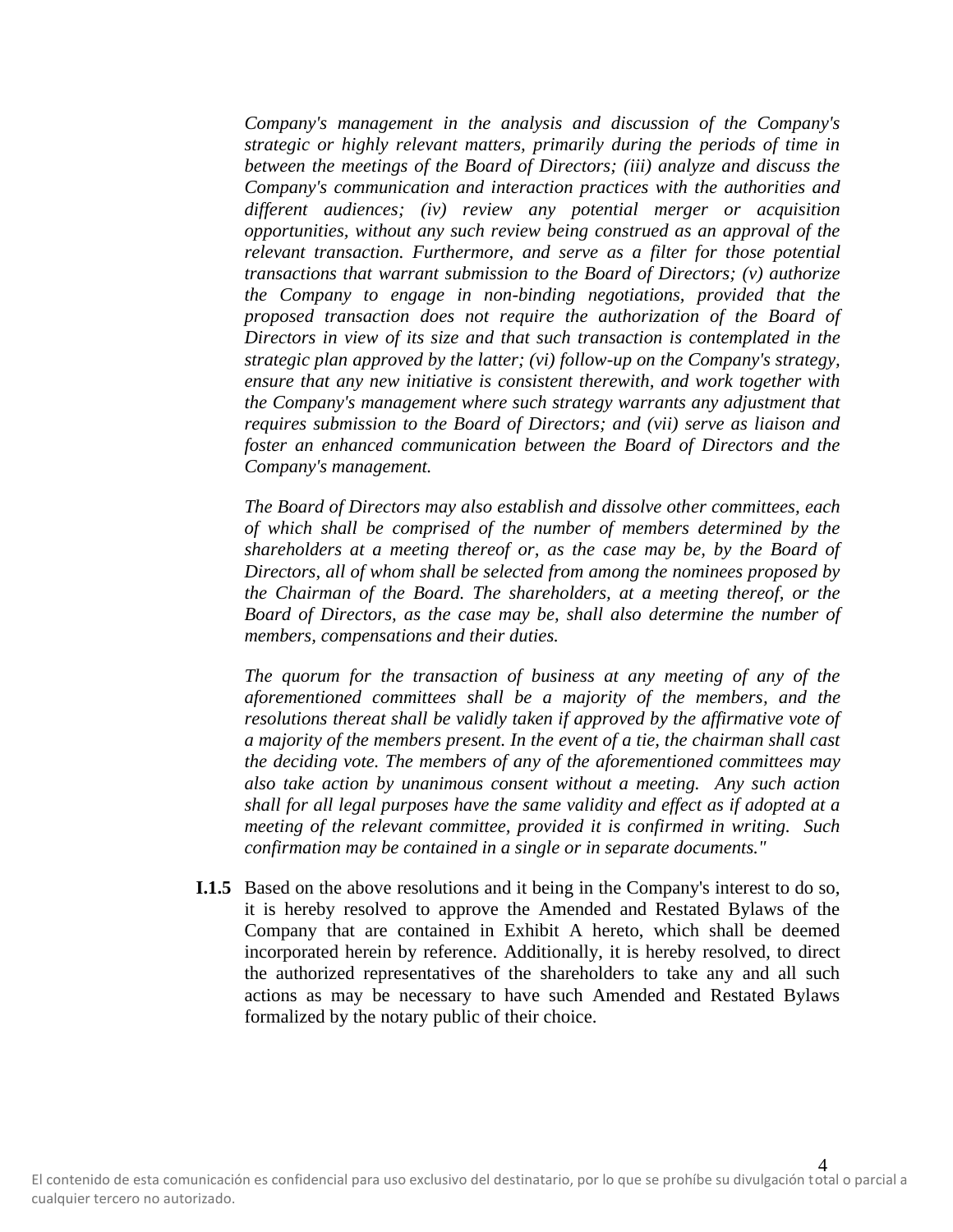*Company's management in the analysis and discussion of the Company's strategic or highly relevant matters, primarily during the periods of time in between the meetings of the Board of Directors; (iii) analyze and discuss the Company's communication and interaction practices with the authorities and different audiences; (iv) review any potential merger or acquisition opportunities, without any such review being construed as an approval of the relevant transaction. Furthermore, and serve as a filter for those potential transactions that warrant submission to the Board of Directors; (v) authorize the Company to engage in non-binding negotiations, provided that the proposed transaction does not require the authorization of the Board of Directors in view of its size and that such transaction is contemplated in the strategic plan approved by the latter; (vi) follow-up on the Company's strategy, ensure that any new initiative is consistent therewith, and work together with the Company's management where such strategy warrants any adjustment that requires submission to the Board of Directors; and (vii) serve as liaison and foster an enhanced communication between the Board of Directors and the Company's management.*

*The Board of Directors may also establish and dissolve other committees, each of which shall be comprised of the number of members determined by the shareholders at a meeting thereof or, as the case may be, by the Board of Directors, all of whom shall be selected from among the nominees proposed by the Chairman of the Board. The shareholders, at a meeting thereof, or the Board of Directors, as the case may be, shall also determine the number of members, compensations and their duties.*

*The quorum for the transaction of business at any meeting of any of the aforementioned committees shall be a majority of the members, and the resolutions thereat shall be validly taken if approved by the affirmative vote of a majority of the members present. In the event of a tie, the chairman shall cast the deciding vote. The members of any of the aforementioned committees may also take action by unanimous consent without a meeting. Any such action shall for all legal purposes have the same validity and effect as if adopted at a meeting of the relevant committee, provided it is confirmed in writing. Such confirmation may be contained in a single or in separate documents."*

**I.1.5** Based on the above resolutions and it being in the Company's interest to do so, it is hereby resolved to approve the Amended and Restated Bylaws of the Company that are contained in Exhibit A hereto, which shall be deemed incorporated herein by reference. Additionally, it is hereby resolved, to direct the authorized representatives of the shareholders to take any and all such actions as may be necessary to have such Amended and Restated Bylaws formalized by the notary public of their choice.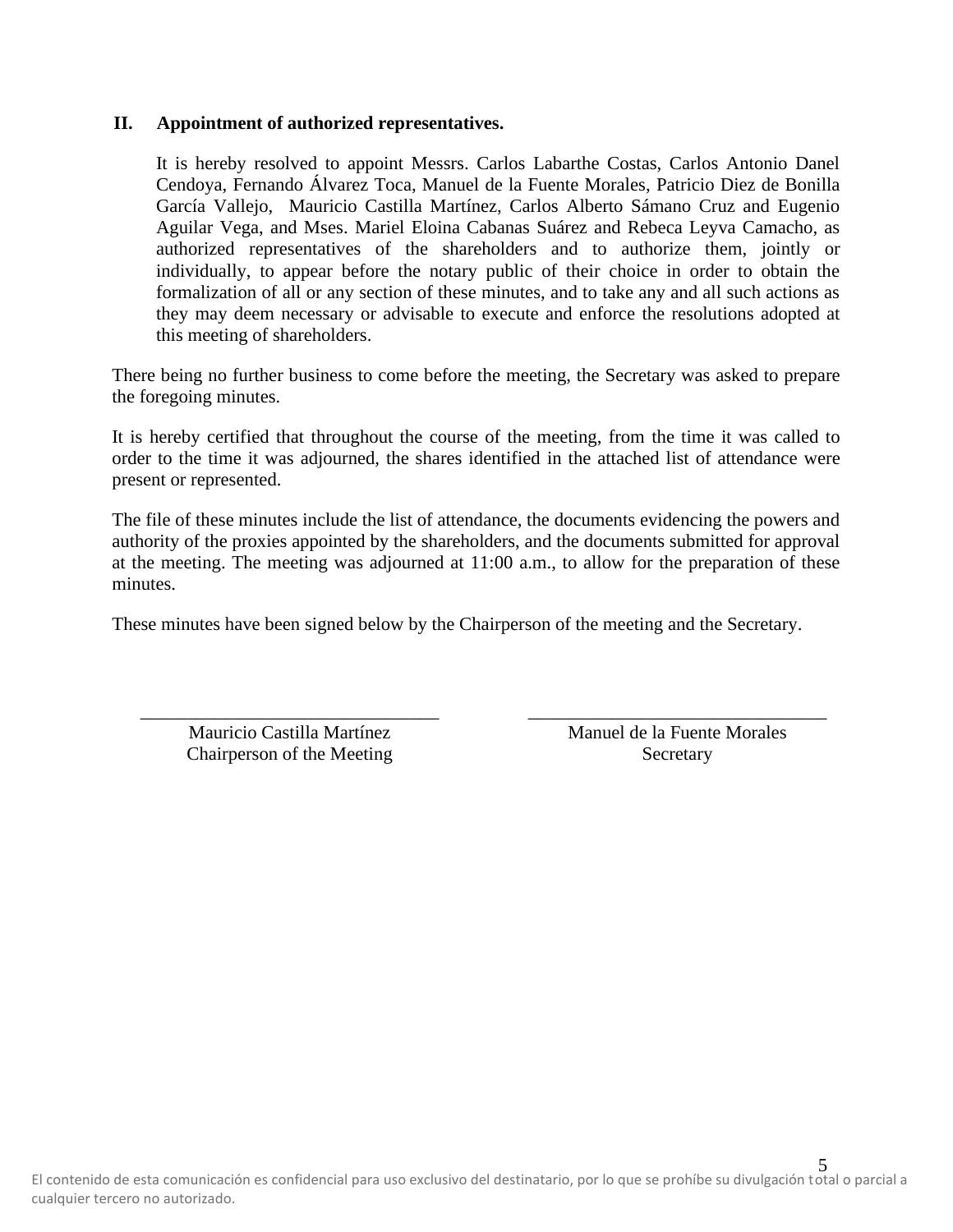## II. Appointment of authorized representatives.

It is hereby resolved to appoint Messrs. Carlos Labarthe Costas, Carlos Antonio Danel Cendoya, Fernando Álvarez Toca, Manuel de la Fuente Morales, Patricio Diez de Bonilla García Vallejo, Mauricio Castilla Martínez, Carlos Alberto Sámano Cruz and Eugenio Aguilar Vega, and Mses. Mariel Eloina Cabanas Suárez and Rebeca Leyva Camacho, as authorized representatives of the shareholders and to authorize them, jointly or individually, to appear before the notary public of their choice in order to obtain the formalization of all or any section of these minutes, and to take any and all such actions as they may deem necessary or advisable to execute and enforce the resolutions adopted at this meeting of shareholders.

There being no further business to come before the meeting, the Secretary was asked to prepare the foregoing minutes.

It is hereby certified that throughout the course of the meeting, from the time it was called to order to the time it was adjourned, the shares identified in the attached list of attendance were present or represented.

The file of these minutes include the list of attendance, the documents evidencing the powers and authority of the proxies appointed by the shareholders, and the documents submitted for approval at the meeting. The meeting was adjourned at 11:00 a.m., to allow for the preparation of these minutes.

These minutes have been signed below by the Chairperson of the meeting and the Secretary.

| | |
|---|---|
| _______________________________ | _______________________________ |
| Mauricio Castilla Martínez | Manuel de la Fuente Morales |
| Chairperson of the Meeting | Secretary |

El contenido de esta comunicación es confidencial para uso exclusivo del destinatario, por lo que se prohíbe su divulgación total o parcial a cualquier tercero no autorizado.